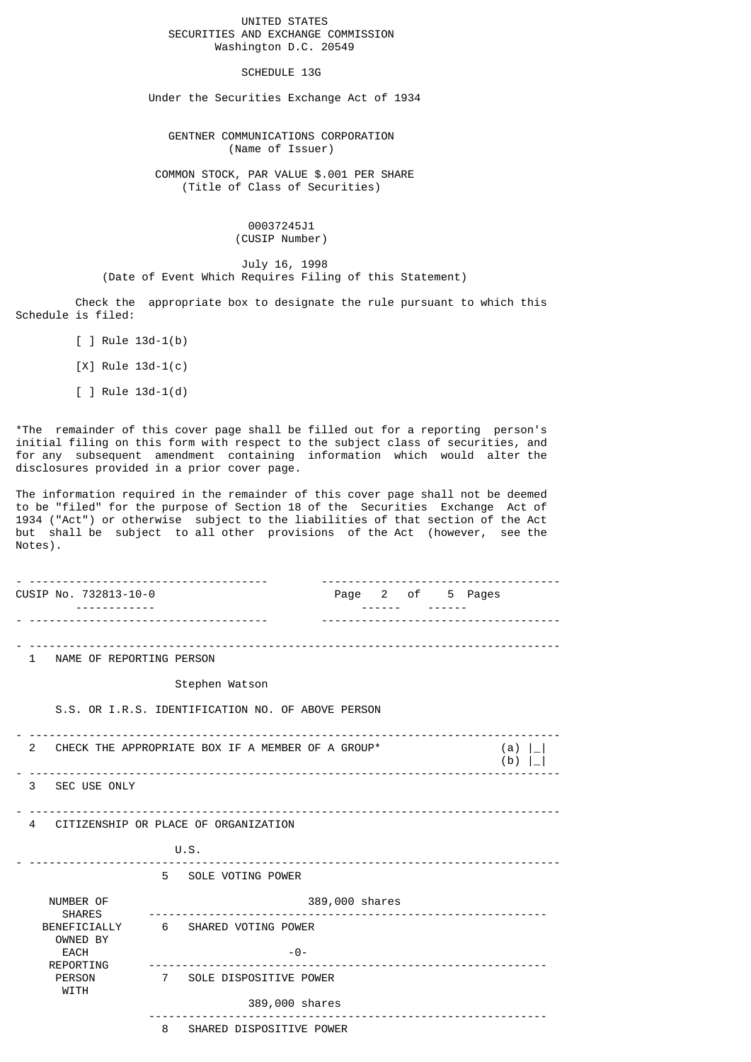UNITED STATES
SECURITIES AND EXCHANGE COMMISSION
Washington D.C. 20549

# SCHEDULE 13G

Under the Securities Exchange Act of 1934

GENTNER COMMUNICATIONS CORPORATION
(Name of Issuer)

COMMON STOCK, PAR VALUE $.001 PER SHARE
(Title of Class of Securities)

00037245J1
(CUSIP Number)

July 16, 1998
(Date of Event Which Requires Filing of this Statement)

Check the appropriate box to designate the rule pursuant to which this Schedule is filed:

[ ] Rule 13d-1(b)

[X] Rule 13d-1(c)

[ ] Rule 13d-1(d)

*The remainder of this cover page shall be filled out for a reporting person's initial filing on this form with respect to the subject class of securities, and for any subsequent amendment containing information which would alter the disclosures provided in a prior cover page.

The information required in the remainder of this cover page shall not be deemed to be "filed" for the purpose of Section 18 of the Securities Exchange Act of 1934 ("Act") or otherwise subject to the liabilities of that section of the Act but shall be subject to all other provisions of the Act (however, see the Notes).

---

CUSIP No. 732813-10-0 | Page 2 of 5 Pages

---

1 NAME OF REPORTING PERSON

Stephen Watson

S.S. OR I.R.S. IDENTIFICATION NO. OF ABOVE PERSON

---

2 CHECK THE APPROPRIATE BOX IF A MEMBER OF A GROUP* (a) |_| (b) |_|

---

3 SEC USE ONLY

---

4 CITIZENSHIP OR PLACE OF ORGANIZATION

U.S.

---

| NUMBER OF SHARES BENEFICIALLY OWNED BY EACH REPORTING PERSON WITH | |
|---|---|
| | 5 SOLE VOTING POWER: 389,000 shares |
| | 6 SHARED VOTING POWER: -0- |
| | 7 SOLE DISPOSITIVE POWER: 389,000 shares |
| | 8 SHARED DISPOSITIVE POWER |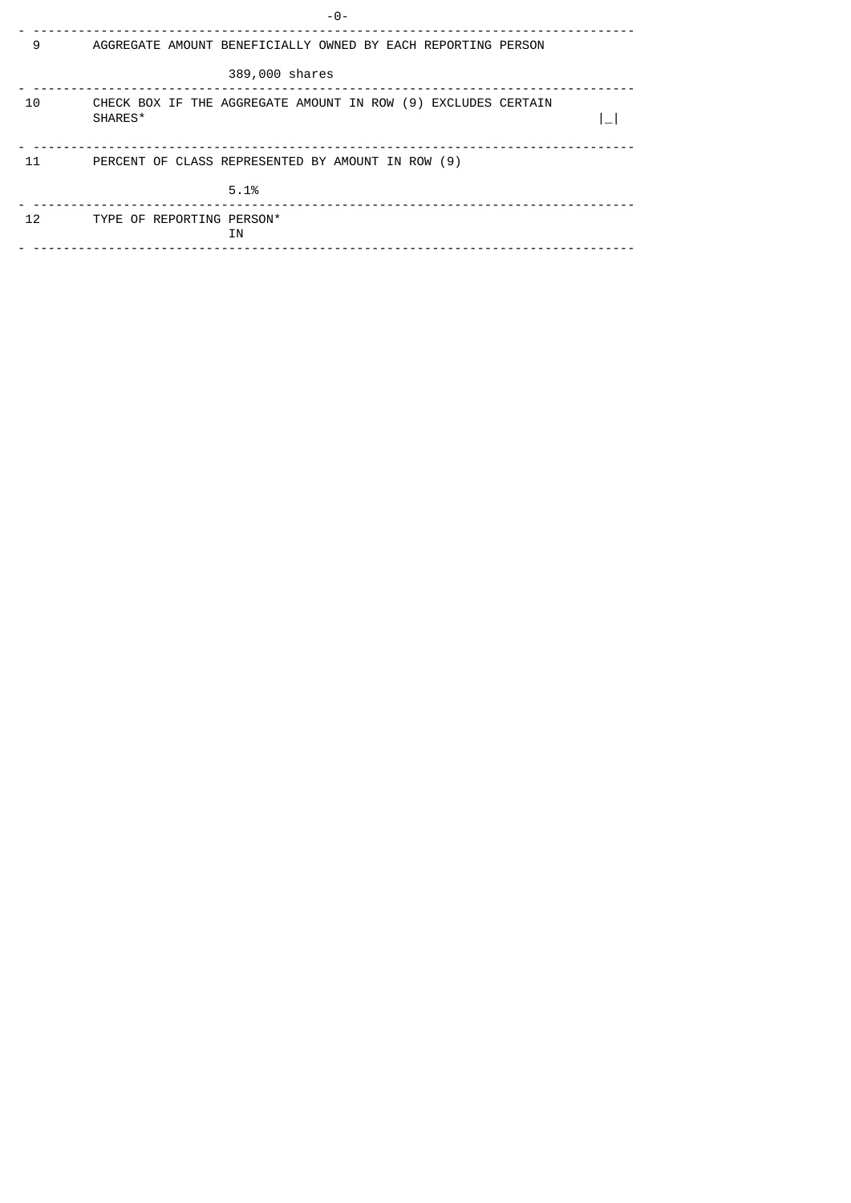-0-

| | | |
|---|---|---|
| 9 | AGGREGATE AMOUNT BENEFICIALLY OWNED BY EACH REPORTING PERSON<br><br>389,000 shares | |
| 10 | CHECK BOX IF THE AGGREGATE AMOUNT IN ROW (9) EXCLUDES CERTAIN SHARES* | &#124;_&#124; |
| 11 | PERCENT OF CLASS REPRESENTED BY AMOUNT IN ROW (9)<br><br>5.1% | |
| 12 | TYPE OF REPORTING PERSON*<br>IN | |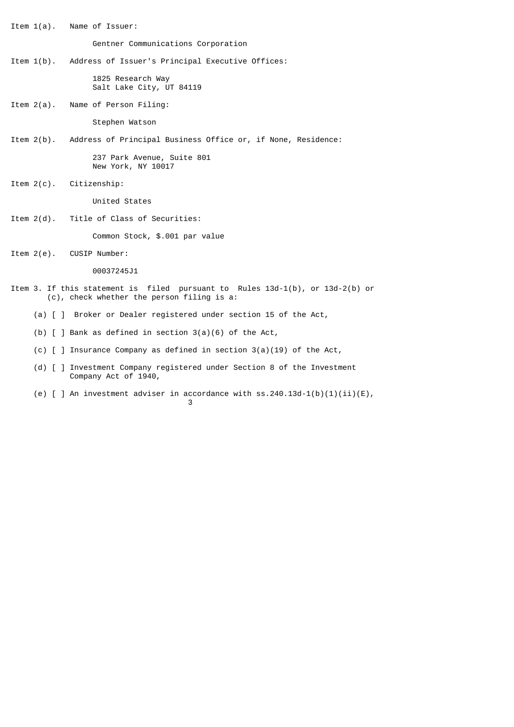Item 1(a). Name of Issuer:

Gentner Communications Corporation

Item 1(b). Address of Issuer's Principal Executive Offices:

1825 Research Way
Salt Lake City, UT 84119

Item 2(a). Name of Person Filing:

Stephen Watson

Item 2(b). Address of Principal Business Office or, if None, Residence:

237 Park Avenue, Suite 801
New York, NY 10017

Item 2(c). Citizenship:

United States

Item 2(d). Title of Class of Securities:

Common Stock, $.001 par value

Item 2(e). CUSIP Number:

00037245J1

Item 3. If this statement is filed pursuant to Rules 13d-1(b), or 13d-2(b) or (c), check whether the person filing is a:

(a) [ ] Broker or Dealer registered under section 15 of the Act,

(b) [ ] Bank as defined in section 3(a)(6) of the Act,

(c) [ ] Insurance Company as defined in section 3(a)(19) of the Act,

(d) [ ] Investment Company registered under Section 8 of the Investment Company Act of 1940,

(e) [ ] An investment adviser in accordance with ss.240.13d-1(b)(1)(ii)(E),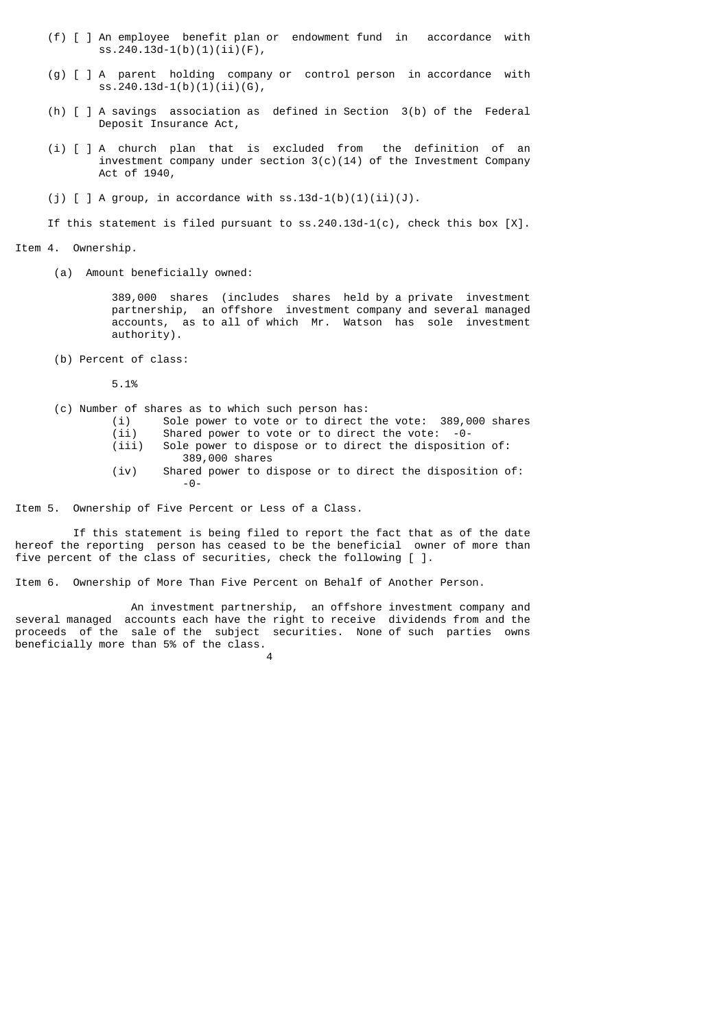(f) [ ] An employee benefit plan or endowment fund in accordance with ss.240.13d-1(b)(1)(ii)(F),

(g) [ ] A parent holding company or control person in accordance with ss.240.13d-1(b)(1)(ii)(G),

(h) [ ] A savings association as defined in Section 3(b) of the Federal Deposit Insurance Act,

(i) [ ] A church plan that is excluded from the definition of an investment company under section 3(c)(14) of the Investment Company Act of 1940,

(j) [ ] A group, in accordance with ss.13d-1(b)(1)(ii)(J).

If this statement is filed pursuant to ss.240.13d-1(c), check this box [X].

Item 4. Ownership.

(a) Amount beneficially owned:

389,000 shares (includes shares held by a private investment partnership, an offshore investment company and several managed accounts, as to all of which Mr. Watson has sole investment authority).

(b) Percent of class:

5.1%

(c) Number of shares as to which such person has:

(i) Sole power to vote or to direct the vote: 389,000 shares

(ii) Shared power to vote or to direct the vote: -0-

(iii) Sole power to dispose or to direct the disposition of: 389,000 shares

(iv) Shared power to dispose or to direct the disposition of: -0-

Item 5. Ownership of Five Percent or Less of a Class.

If this statement is being filed to report the fact that as of the date hereof the reporting person has ceased to be the beneficial owner of more than five percent of the class of securities, check the following [ ].

Item 6. Ownership of More Than Five Percent on Behalf of Another Person.

An investment partnership, an offshore investment company and several managed accounts each have the right to receive dividends from and the proceeds of the sale of the subject securities. None of such parties owns beneficially more than 5% of the class.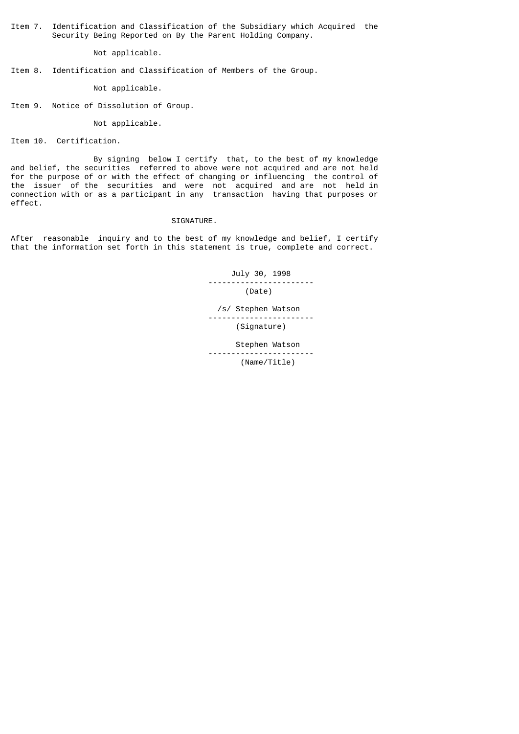Item 7. Identification and Classification of the Subsidiary which Acquired the Security Being Reported on By the Parent Holding Company.

Not applicable.

Item 8. Identification and Classification of Members of the Group.

Not applicable.

Item 9. Notice of Dissolution of Group.

Not applicable.

Item 10. Certification.

By signing below I certify that, to the best of my knowledge and belief, the securities referred to above were not acquired and are not held for the purpose of or with the effect of changing or influencing the control of the issuer of the securities and were not acquired and are not held in connection with or as a participant in any transaction having that purposes or effect.

SIGNATURE.

After reasonable inquiry and to the best of my knowledge and belief, I certify that the information set forth in this statement is true, complete and correct.

July 30, 1998
-----------------------
(Date)

/s/ Stephen Watson
-----------------------
(Signature)

Stephen Watson
-----------------------
(Name/Title)